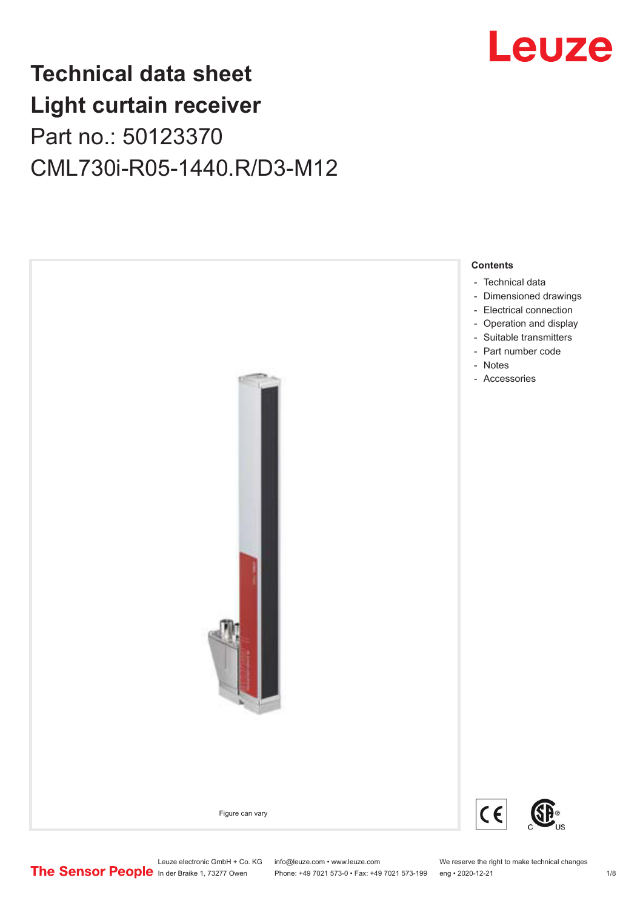# Technical data sheet
# Light curtain receiver

Part no.: 50123370

CML730i-R05-1440.R/D3-M12

Figure can vary

**Contents**

- Technical data
- Dimensioned drawings
- Electrical connection
- Operation and display
- Suitable transmitters
- Part number code
- Notes
- Accessories

Leuze electronic GmbH + Co. KG
In der Braike 1, 73277 Owen

info@leuze.com • www.leuze.com
Phone: +49 7021 573-0 • Fax: +49 7021 573-199

We reserve the right to make technical changes
eng • 2020-12-21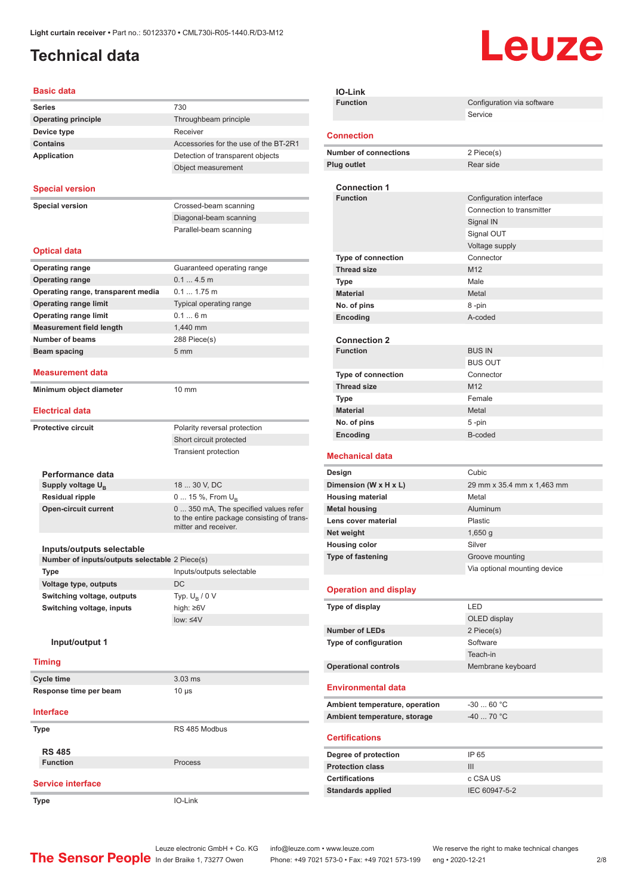# Technical data

Light curtain receiver • Part no.: 50123370 • CML730i-R05-1440.R/D3-M12

## Basic data

| | |
|---|---|
| **Series** | 730 |
| **Operating principle** | Throughbeam principle |
| **Device type** | Receiver |
| **Contains** | Accessories for the use of the BT-2R1 |
| **Application** | Detection of transparent objects |
| | Object measurement |

## Special version

| | |
|---|---|
| **Special version** | Crossed-beam scanning |
| | Diagonal-beam scanning |
| | Parallel-beam scanning |

## Optical data

| | |
|---|---|
| **Operating range** | Guaranteed operating range |
| **Operating range** | 0.1 ... 4.5 m |
| **Operating range, transparent media** | 0.1 ... 1.75 m |
| **Operating range limit** | Typical operating range |
| **Operating range limit** | 0.1 ... 6 m |
| **Measurement field length** | 1,440 mm |
| **Number of beams** | 288 Piece(s) |
| **Beam spacing** | 5 mm |

## Measurement data

| | |
|---|---|
| **Minimum object diameter** | 10 mm |

## Electrical data

| | |
|---|---|
| **Protective circuit** | Polarity reversal protection |
| | Short circuit protected |
| | Transient protection |

### Performance data

| | |
|---|---|
| **Supply voltage $U_B$** | 18 ... 30 V, DC |
| **Residual ripple** | 0 ... 15 %, From $U_B$ |
| **Open-circuit current** | 0 ... 350 mA, The specified values refer to the entire package consisting of transmitter and receiver. |

### Inputs/outputs selectable

| | |
|---|---|
| **Number of inputs/outputs selectable** | 2 Piece(s) |
| **Type** | Inputs/outputs selectable |
| **Voltage type, outputs** | DC |
| **Switching voltage, outputs** | Typ. $U_B$ / 0 V |
| **Switching voltage, inputs** | high: ≥6V |
| | low: ≤4V |

#### Input/output 1

## Timing

| | |
|---|---|
| **Cycle time** | 3.03 ms |
| **Response time per beam** | 10 µs |

## Interface

| | |
|---|---|
| **Type** | RS 485 Modbus |

### RS 485

| | |
|---|---|
| **Function** | Process |

## Service interface

| | |
|---|---|
| **Type** | IO-Link |

### IO-Link

| | |
|---|---|
| **Function** | Configuration via software |
| | Service |

## Connection

| | |
|---|---|
| **Number of connections** | 2 Piece(s) |
| **Plug outlet** | Rear side |

### Connection 1

| | |
|---|---|
| **Function** | Configuration interface |
| | Connection to transmitter |
| | Signal IN |
| | Signal OUT |
| | Voltage supply |
| **Type of connection** | Connector |
| **Thread size** | M12 |
| **Type** | Male |
| **Material** | Metal |
| **No. of pins** | 8 -pin |
| **Encoding** | A-coded |

### Connection 2

| | |
|---|---|
| **Function** | BUS IN |
| | BUS OUT |
| **Type of connection** | Connector |
| **Thread size** | M12 |
| **Type** | Female |
| **Material** | Metal |
| **No. of pins** | 5 -pin |
| **Encoding** | B-coded |

## Mechanical data

| | |
|---|---|
| **Design** | Cubic |
| **Dimension (W x H x L)** | 29 mm x 35.4 mm x 1,463 mm |
| **Housing material** | Metal |
| **Metal housing** | Aluminum |
| **Lens cover material** | Plastic |
| **Net weight** | 1,650 g |
| **Housing color** | Silver |
| **Type of fastening** | Groove mounting |
| | Via optional mounting device |

## Operation and display

| | |
|---|---|
| **Type of display** | LED |
| | OLED display |
| **Number of LEDs** | 2 Piece(s) |
| **Type of configuration** | Software |
| | Teach-in |
| **Operational controls** | Membrane keyboard |

## Environmental data

| | |
|---|---|
| **Ambient temperature, operation** | -30 ... 60 °C |
| **Ambient temperature, storage** | -40 ... 70 °C |

## Certifications

| | |
|---|---|
| **Degree of protection** | IP 65 |
| **Protection class** | III |
| **Certifications** | c CSA US |
| **Standards applied** | IEC 60947-5-2 |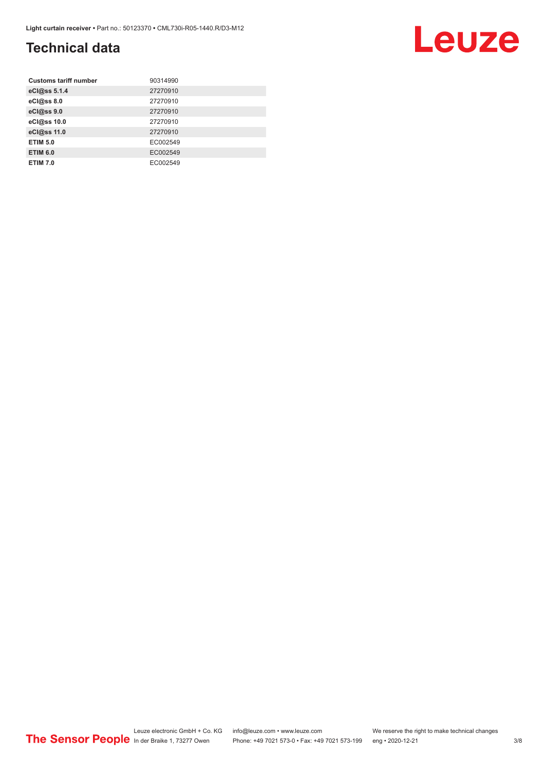# Technical data

| | |
|---|---|
| **Customs tariff number** | 90314990 |
| **eCl@ss 5.1.4** | 27270910 |
| **eCl@ss 8.0** | 27270910 |
| **eCl@ss 9.0** | 27270910 |
| **eCl@ss 10.0** | 27270910 |
| **eCl@ss 11.0** | 27270910 |
| **ETIM 5.0** | EC002549 |
| **ETIM 6.0** | EC002549 |
| **ETIM 7.0** | EC002549 |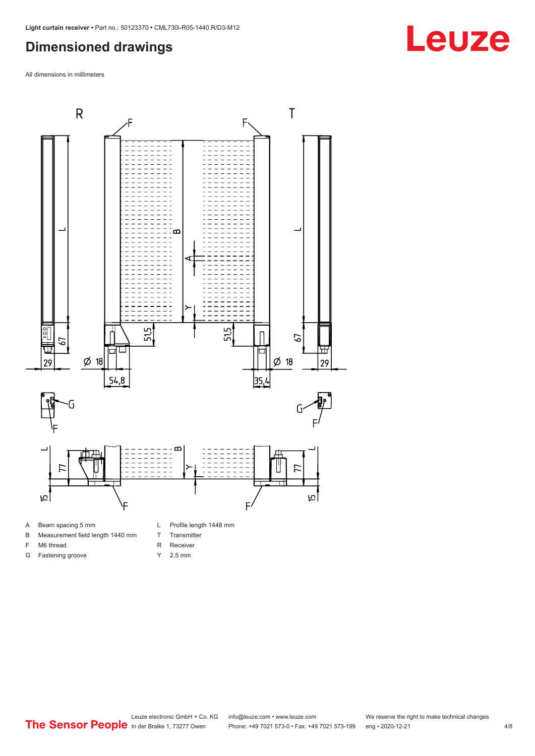# Dimensioned drawings

All dimensions in millimeters

| | | | |
|---|---|---|---|
| A | Beam spacing 5 mm | L | Profile length 1448 mm |
| B | Measurement field length 1440 mm | T | Transmitter |
| F | M6 thread | R | Receiver |
| G | Fastening groove | Y | 2.5 mm |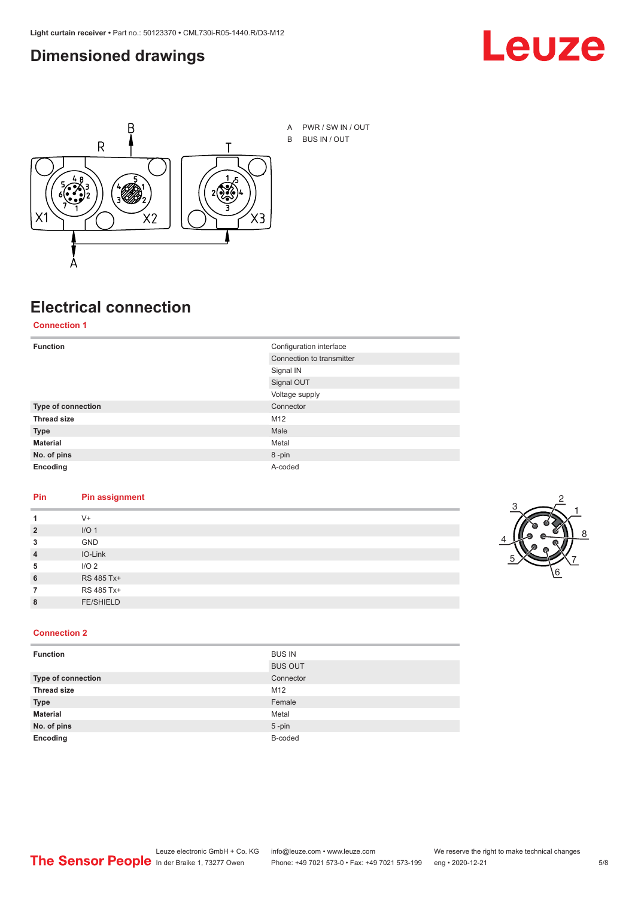## Dimensioned drawings

A PWR / SW IN / OUT
B BUS IN / OUT

## Electrical connection

### Connection 1

| | |
|---|---|
| **Function** | Configuration interface |
| | Connection to transmitter |
| | Signal IN |
| | Signal OUT |
| | Voltage supply |
| **Type of connection** | Connector |
| **Thread size** | M12 |
| **Type** | Male |
| **Material** | Metal |
| **No. of pins** | 8 -pin |
| **Encoding** | A-coded |

| Pin | Pin assignment |
|---|---|
| **1** | V+ |
| **2** | I/O 1 |
| **3** | GND |
| **4** | IO-Link |
| **5** | I/O 2 |
| **6** | RS 485 Tx+ |
| **7** | RS 485 Tx+ |
| **8** | FE/SHIELD |

### Connection 2

| | |
|---|---|
| **Function** | BUS IN |
| | BUS OUT |
| **Type of connection** | Connector |
| **Thread size** | M12 |
| **Type** | Female |
| **Material** | Metal |
| **No. of pins** | 5 -pin |
| **Encoding** | B-coded |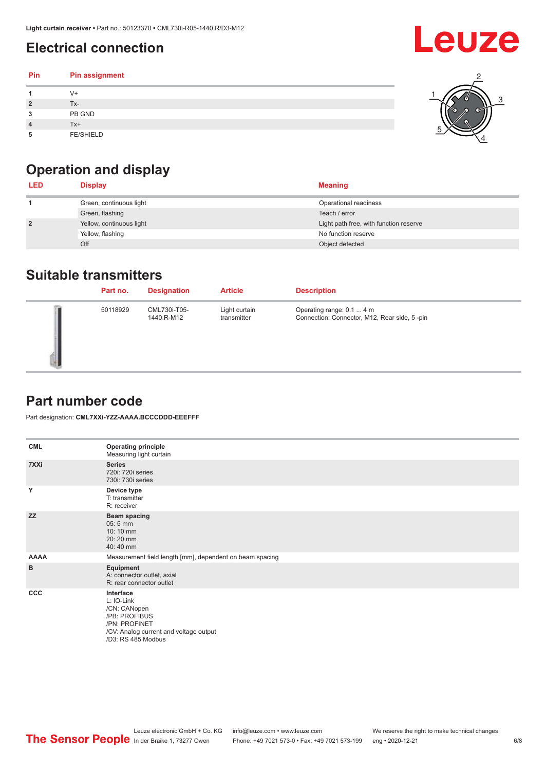## Electrical connection

| Pin | Pin assignment |
|---|---|
| 1 | V+ |
| 2 | Tx- |
| 3 | PB GND |
| 4 | Tx+ |
| 5 | FE/SHIELD |

## Operation and display

| LED | Display | Meaning |
|---|---|---|
| 1 | Green, continuous light | Operational readiness |
| | Green, flashing | Teach / error |
| 2 | Yellow, continuous light | Light path free, with function reserve |
| | Yellow, flashing | No function reserve |
| | Off | Object detected |

## Suitable transmitters

| | Part no. | Designation | Article | Description |
|---|---|---|---|---|
| | 50118929 | CML730i-T05-1440.R-M12 | Light curtain transmitter | Operating range: 0.1 ... 4 m<br>Connection: Connector, M12, Rear side, 5 -pin |

## Part number code

Part designation: **CML7XXi-YZZ-AAAA.BCCCDDD-EEEFFF**

| | |
|---|---|
| **CML** | **Operating principle**<br>Measuring light curtain |
| **7XXi** | **Series**<br>720i: 720i series<br>730i: 730i series |
| **Y** | **Device type**<br>T: transmitter<br>R: receiver |
| **ZZ** | **Beam spacing**<br>05: 5 mm<br>10: 10 mm<br>20: 20 mm<br>40: 40 mm |
| **AAAA** | Measurement field length [mm], dependent on beam spacing |
| **B** | **Equipment**<br>A: connector outlet, axial<br>R: rear connector outlet |
| **CCC** | **Interface**<br>L: IO-Link<br>/CN: CANopen<br>/PB: PROFIBUS<br>/PN: PROFINET<br>/CV: Analog current and voltage output<br>/D3: RS 485 Modbus |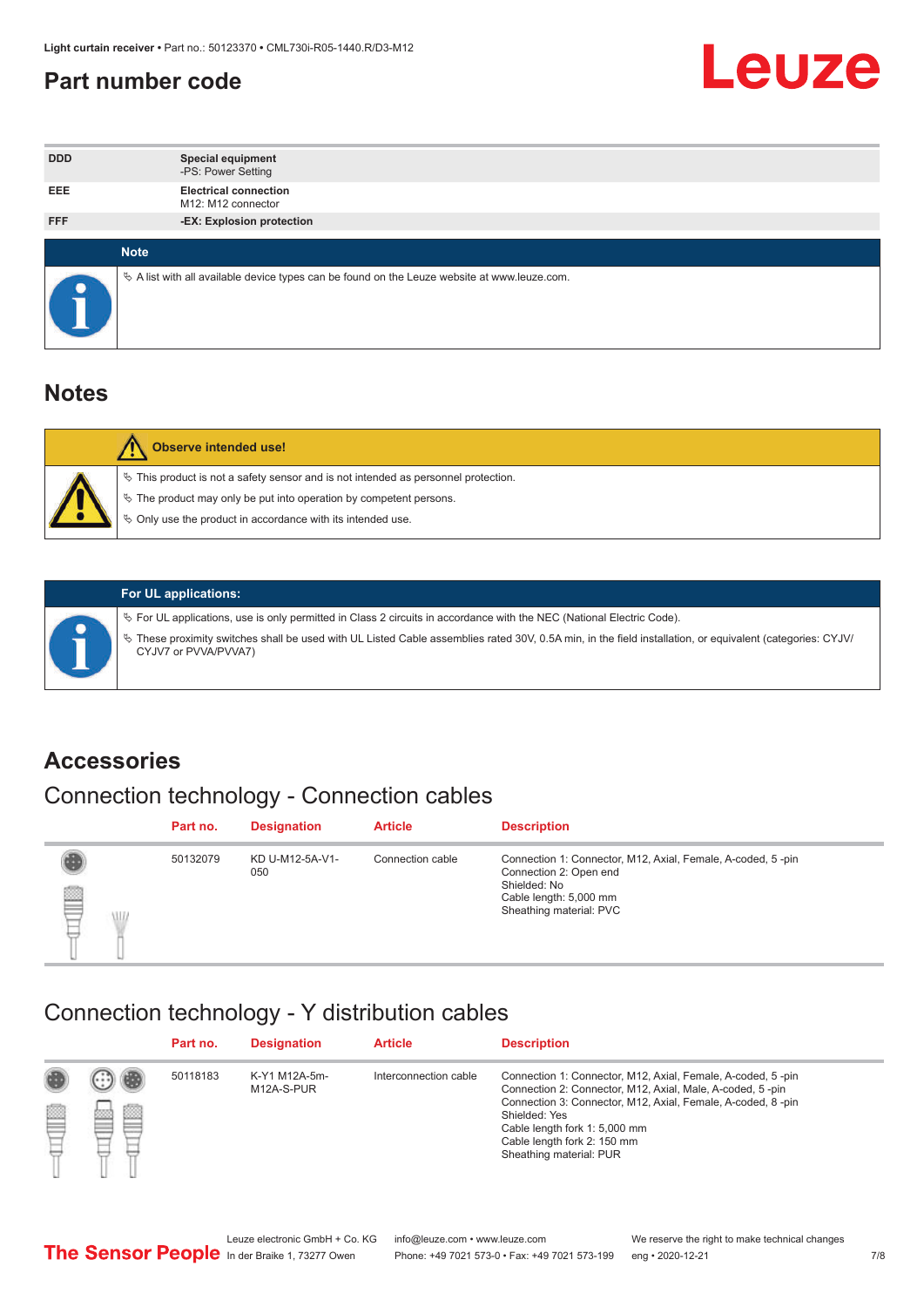## Part number code

| | |
|---|---|
| **DDD** | **Special equipment**<br>-PS: Power Setting |
| **EEE** | **Electrical connection**<br>M12: M12 connector |
| **FFF** | **-EX: Explosion protection** |

**Note**

- A list with all available device types can be found on the Leuze website at www.leuze.com.

# Notes

**Observe intended use!**

- This product is not a safety sensor and is not intended as personnel protection.
- The product may only be put into operation by competent persons.
- Only use the product in accordance with its intended use.

**For UL applications:**

- For UL applications, use is only permitted in Class 2 circuits in accordance with the NEC (National Electric Code).
- These proximity switches shall be used with UL Listed Cable assemblies rated 30V, 0.5A min, in the field installation, or equivalent (categories: CYJV/CYJV7 or PVVA/PVVA7)

# Accessories

## Connection technology - Connection cables

| Part no. | Designation | Article | Description |
|---|---|---|---|
| 50132079 | KD U-M12-5A-V1-050 | Connection cable | Connection 1: Connector, M12, Axial, Female, A-coded, 5 -pin<br>Connection 2: Open end<br>Shielded: No<br>Cable length: 5,000 mm<br>Sheathing material: PVC |

## Connection technology - Y distribution cables

| Part no. | Designation | Article | Description |
|---|---|---|---|
| 50118183 | K-Y1 M12A-5m-M12A-S-PUR | Interconnection cable | Connection 1: Connector, M12, Axial, Female, A-coded, 5 -pin<br>Connection 2: Connector, M12, Axial, Male, A-coded, 5 -pin<br>Connection 3: Connector, M12, Axial, Female, A-coded, 8 -pin<br>Shielded: Yes<br>Cable length fork 1: 5,000 mm<br>Cable length fork 2: 150 mm<br>Sheathing material: PUR |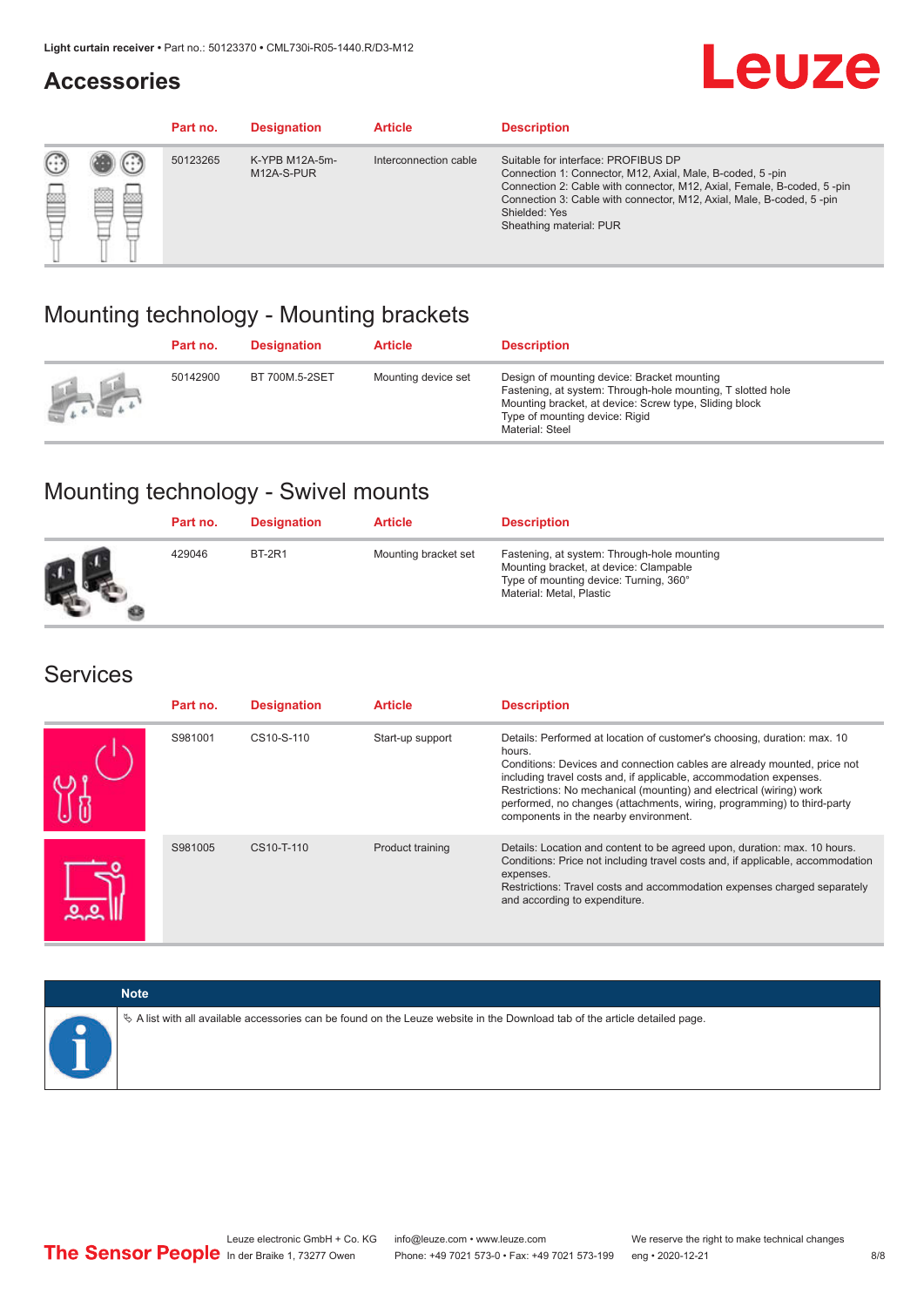## Accessories

| Part no. | Designation | Article | Description |
|---|---|---|---|
| 50123265 | K-YPB M12A-5m-M12A-S-PUR | Interconnection cable | Suitable for interface: PROFIBUS DP<br>Connection 1: Connector, M12, Axial, Male, B-coded, 5 -pin<br>Connection 2: Cable with connector, M12, Axial, Female, B-coded, 5 -pin<br>Connection 3: Cable with connector, M12, Axial, Male, B-coded, 5 -pin<br>Shielded: Yes<br>Sheathing material: PUR |

## Mounting technology - Mounting brackets

| Part no. | Designation | Article | Description |
|---|---|---|---|
| 50142900 | BT 700M.5-2SET | Mounting device set | Design of mounting device: Bracket mounting<br>Fastening, at system: Through-hole mounting, T slotted hole<br>Mounting bracket, at device: Screw type, Sliding block<br>Type of mounting device: Rigid<br>Material: Steel |

## Mounting technology - Swivel mounts

| Part no. | Designation | Article | Description |
|---|---|---|---|
| 429046 | BT-2R1 | Mounting bracket set | Fastening, at system: Through-hole mounting<br>Mounting bracket, at device: Clampable<br>Type of mounting device: Turning, 360°<br>Material: Metal, Plastic |

## Services

| Part no. | Designation | Article | Description |
|---|---|---|---|
| S981001 | CS10-S-110 | Start-up support | Details: Performed at location of customer's choosing, duration: max. 10 hours.<br>Conditions: Devices and connection cables are already mounted, price not including travel costs and, if applicable, accommodation expenses.<br>Restrictions: No mechanical (mounting) and electrical (wiring) work performed, no changes (attachments, wiring, programming) to third-party components in the nearby environment. |
| S981005 | CS10-T-110 | Product training | Details: Location and content to be agreed upon, duration: max. 10 hours.<br>Conditions: Price not including travel costs and, if applicable, accommodation expenses.<br>Restrictions: Travel costs and accommodation expenses charged separately and according to expenditure. |

**Note**

↳ A list with all available accessories can be found on the Leuze website in the Download tab of the article detailed page.